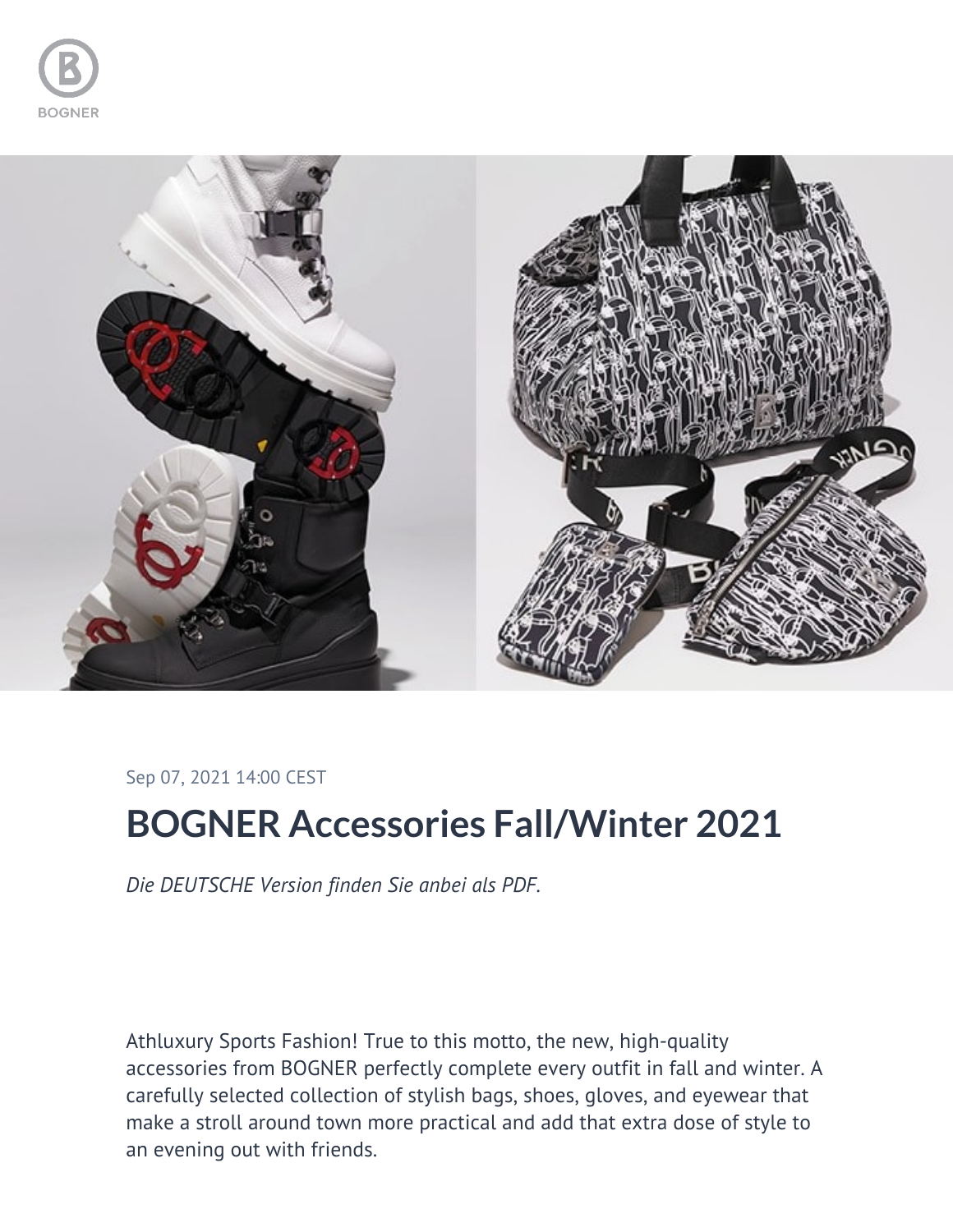Sep 07, 2021 14:00 CEST

# BOGNER Accessories Fall/Winter 2021

*Die DEUTSCHE Version finden Sie anbei als PDF.*

Athluxury Sports Fashion! True to this motto, the new, high-quality accessories from BOGNER perfectly complete every outfit in fall and winter. A carefully selected collection of stylish bags, shoes, gloves, and eyewear that make a stroll around town more practical and add that extra dose of style to an evening out with friends.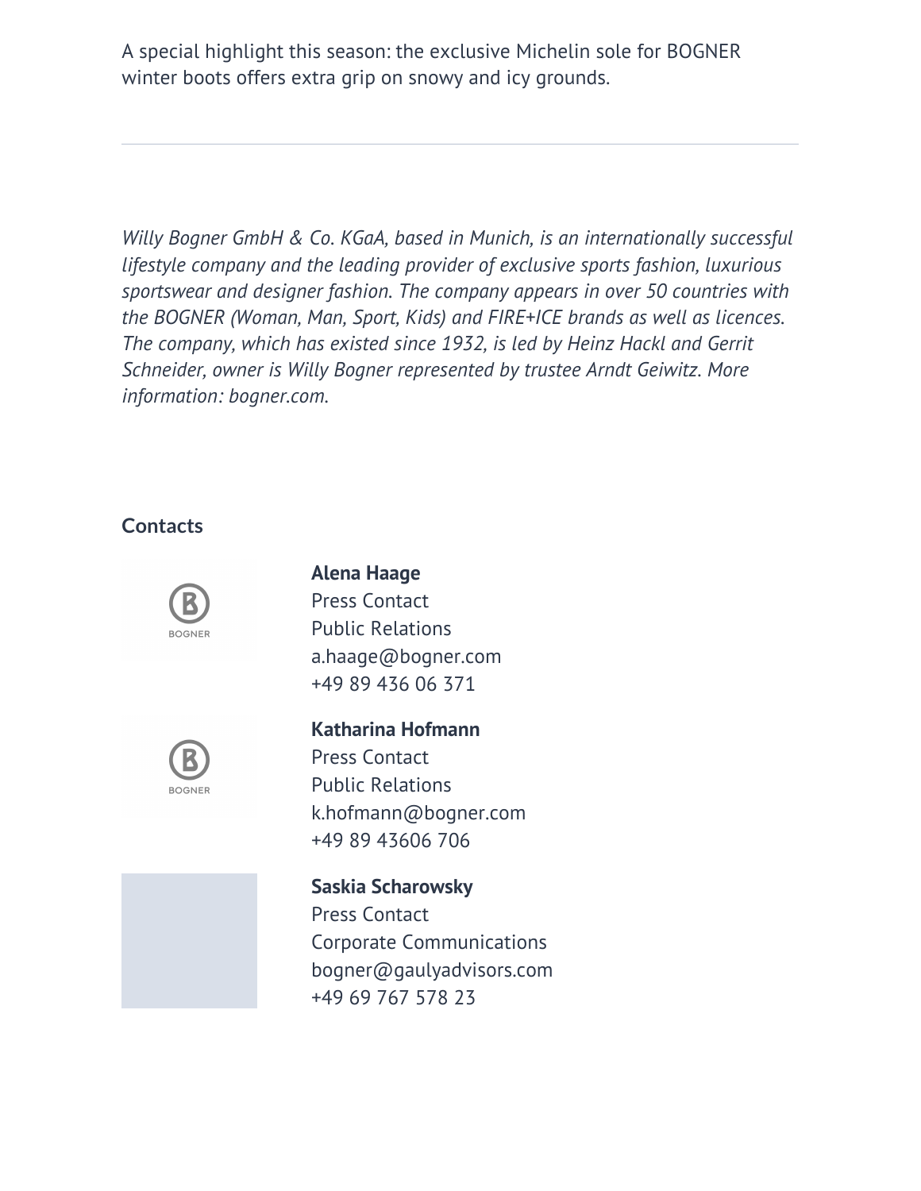A special highlight this season: the exclusive Michelin sole for BOGNER winter boots offers extra grip on snowy and icy grounds.

---

*Willy Bogner GmbH & Co. KGaA, based in Munich, is an internationally successful lifestyle company and the leading provider of exclusive sports fashion, luxurious sportswear and designer fashion. The company appears in over 50 countries with the BOGNER (Woman, Man, Sport, Kids) and FIRE+ICE brands as well as licences. The company, which has existed since 1932, is led by Heinz Hackl and Gerrit Schneider, owner is Willy Bogner represented by trustee Arndt Geiwitz. More information: bogner.com.*

### Contacts

**Alena Haage**
Press Contact
Public Relations
a.haage@bogner.com
+49 89 436 06 371

**Katharina Hofmann**
Press Contact
Public Relations
k.hofmann@bogner.com
+49 89 43606 706

**Saskia Scharowsky**
Press Contact
Corporate Communications
bogner@gaulyadvisors.com
+49 69 767 578 23